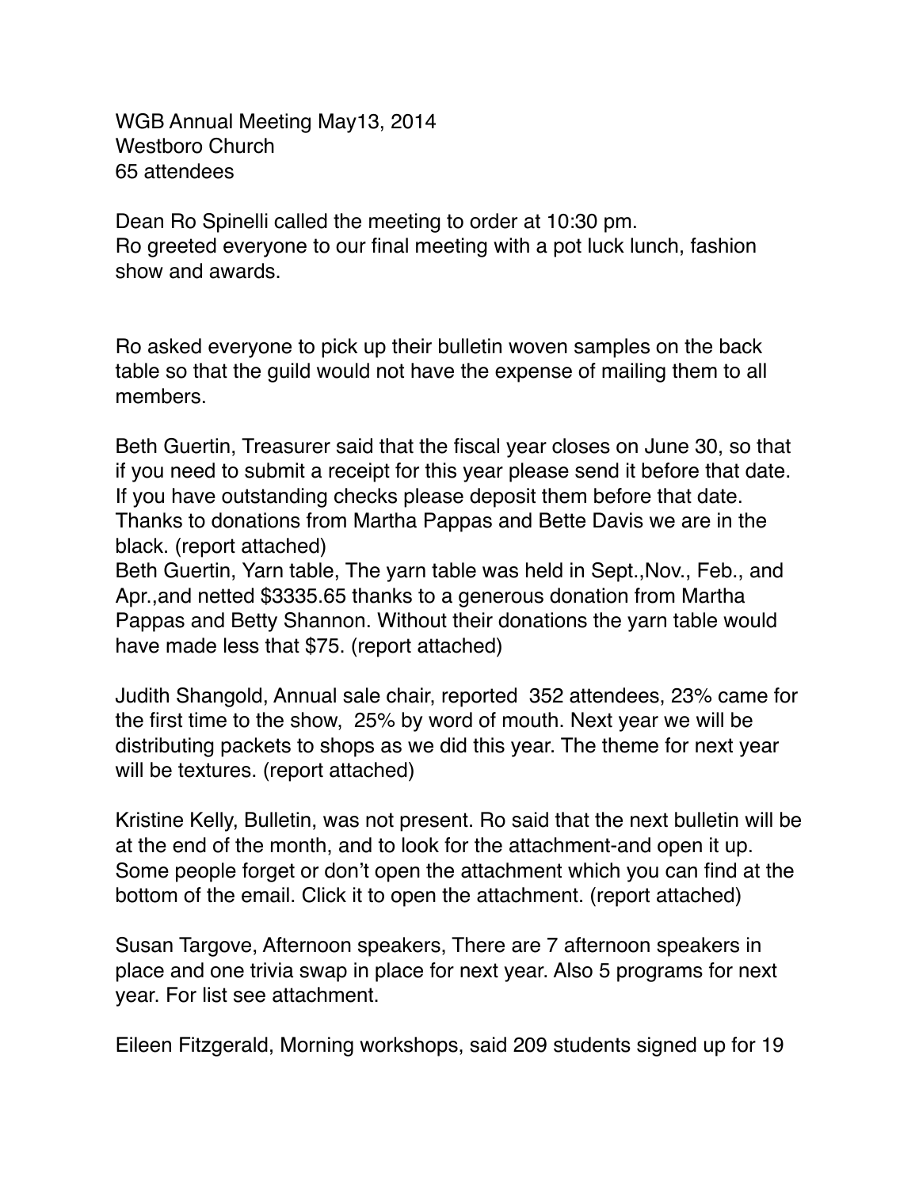WGB Annual Meeting May13, 2014
Westboro Church
65 attendees

Dean Ro Spinelli called the meeting to order at 10:30 pm.
Ro greeted everyone to our final meeting with a pot luck lunch, fashion show and awards.

Ro asked everyone to pick up their bulletin woven samples on the back table so that the guild would not have the expense of mailing them to all members.

Beth Guertin, Treasurer said that the fiscal year closes on June 30, so that if you need to submit a receipt for this year please send it before that date. If you have outstanding checks please deposit them before that date. Thanks to donations from Martha Pappas and Bette Davis we are in the black. (report attached)
Beth Guertin, Yarn table, The yarn table was held in Sept.,Nov., Feb., and Apr.,and netted $3335.65 thanks to a generous donation from Martha Pappas and Betty Shannon. Without their donations the yarn table would have made less that $75. (report attached)

Judith Shangold, Annual sale chair, reported 352 attendees, 23% came for the first time to the show, 25% by word of mouth. Next year we will be distributing packets to shops as we did this year. The theme for next year will be textures. (report attached)

Kristine Kelly, Bulletin, was not present. Ro said that the next bulletin will be at the end of the month, and to look for the attachment-and open it up. Some people forget or don't open the attachment which you can find at the bottom of the email. Click it to open the attachment. (report attached)

Susan Targove, Afternoon speakers, There are 7 afternoon speakers in place and one trivia swap in place for next year. Also 5 programs for next year. For list see attachment.

Eileen Fitzgerald, Morning workshops, said 209 students signed up for 19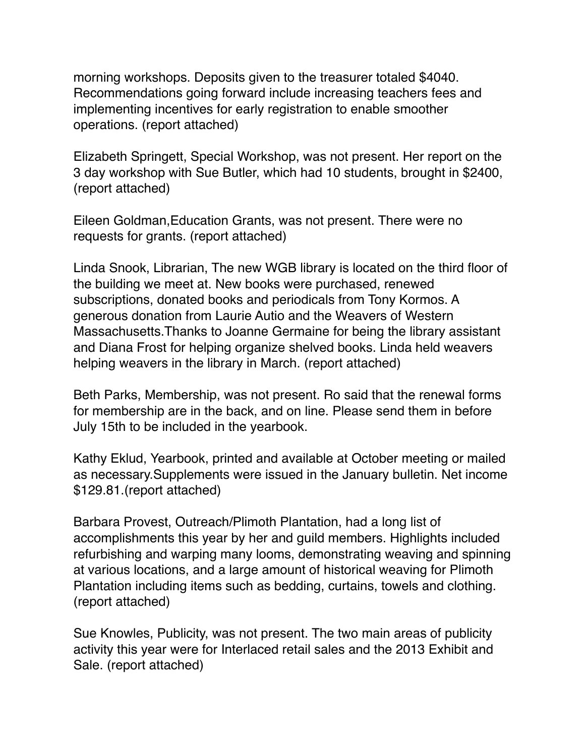morning workshops. Deposits given to the treasurer totaled $4040. Recommendations going forward include increasing teachers fees and implementing incentives for early registration to enable smoother operations. (report attached)

Elizabeth Springett, Special Workshop, was not present. Her report on the 3 day workshop with Sue Butler, which had 10 students, brought in $2400, (report attached)

Eileen Goldman,Education Grants, was not present. There were no requests for grants. (report attached)

Linda Snook, Librarian, The new WGB library is located on the third floor of the building we meet at. New books were purchased, renewed subscriptions, donated books and periodicals from Tony Kormos. A generous donation from Laurie Autio and the Weavers of Western Massachusetts.Thanks to Joanne Germaine for being the library assistant and Diana Frost for helping organize shelved books. Linda held weavers helping weavers in the library in March. (report attached)

Beth Parks, Membership, was not present. Ro said that the renewal forms for membership are in the back, and on line. Please send them in before July 15th to be included in the yearbook.

Kathy Eklud, Yearbook, printed and available at October meeting or mailed as necessary.Supplements were issued in the January bulletin. Net income $129.81.(report attached)

Barbara Provest, Outreach/Plimoth Plantation, had a long list of accomplishments this year by her and guild members. Highlights included refurbishing and warping many looms, demonstrating weaving and spinning at various locations, and a large amount of historical weaving for Plimoth Plantation including items such as bedding, curtains, towels and clothing. (report attached)

Sue Knowles, Publicity, was not present. The two main areas of publicity activity this year were for Interlaced retail sales and the 2013 Exhibit and Sale. (report attached)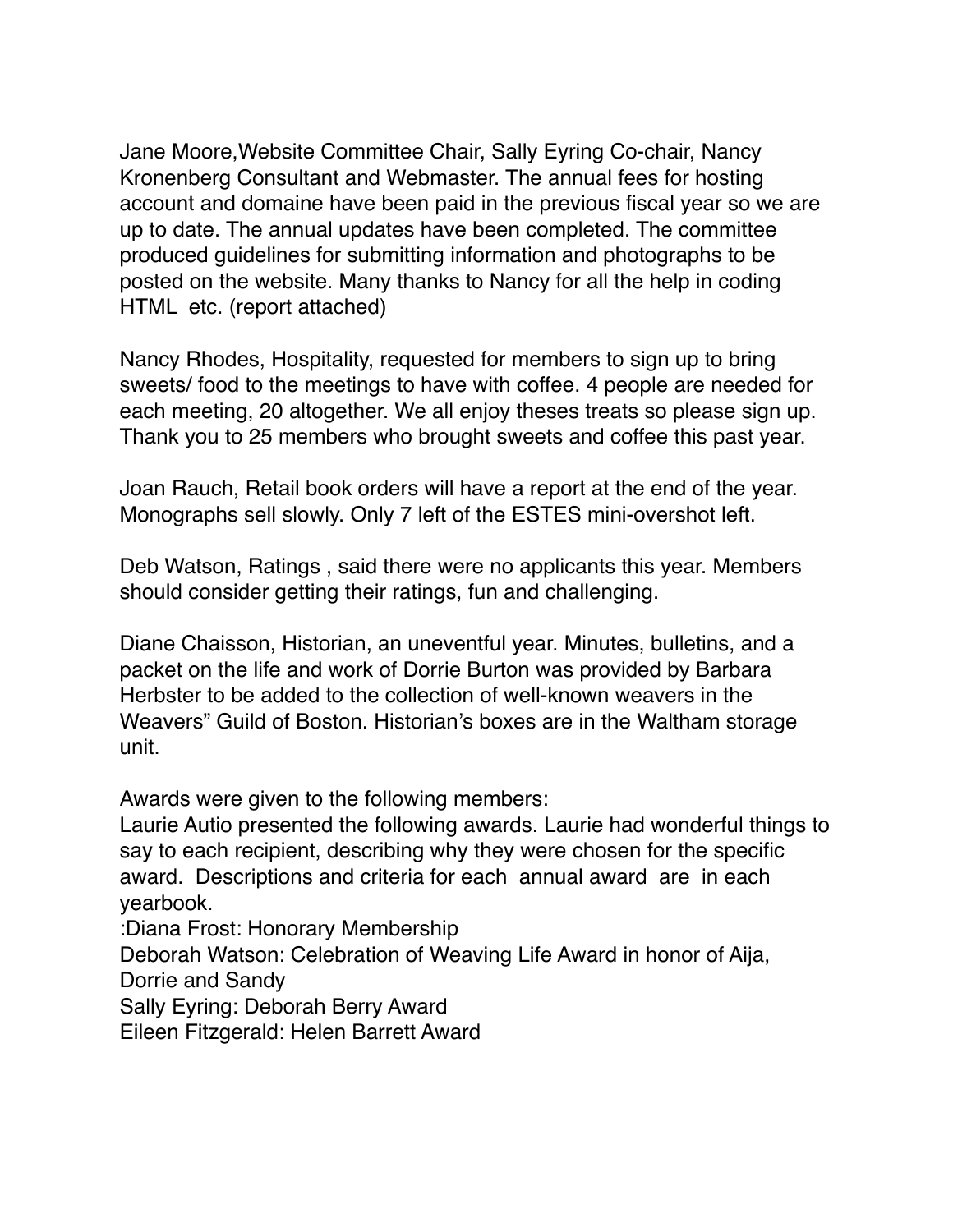Jane Moore,Website Committee Chair, Sally Eyring Co-chair, Nancy Kronenberg Consultant and Webmaster. The annual fees for hosting account and domaine have been paid in the previous fiscal year so we are up to date. The annual updates have been completed. The committee produced guidelines for submitting information and photographs to be posted on the website. Many thanks to Nancy for all the help in coding HTML etc. (report attached)

Nancy Rhodes, Hospitality, requested for members to sign up to bring sweets/ food to the meetings to have with coffee. 4 people are needed for each meeting, 20 altogether. We all enjoy theses treats so please sign up. Thank you to 25 members who brought sweets and coffee this past year.

Joan Rauch, Retail book orders will have a report at the end of the year. Monographs sell slowly. Only 7 left of the ESTES mini-overshot left.

Deb Watson, Ratings , said there were no applicants this year. Members should consider getting their ratings, fun and challenging.

Diane Chaisson, Historian, an uneventful year. Minutes, bulletins, and a packet on the life and work of Dorrie Burton was provided by Barbara Herbster to be added to the collection of well-known weavers in the Weavers" Guild of Boston. Historian's boxes are in the Waltham storage unit.

Awards were given to the following members:
Laurie Autio presented the following awards. Laurie had wonderful things to say to each recipient, describing why they were chosen for the specific award. Descriptions and criteria for each annual award are in each yearbook.
:Diana Frost: Honorary Membership
Deborah Watson: Celebration of Weaving Life Award in honor of Aija, Dorrie and Sandy
Sally Eyring: Deborah Berry Award
Eileen Fitzgerald: Helen Barrett Award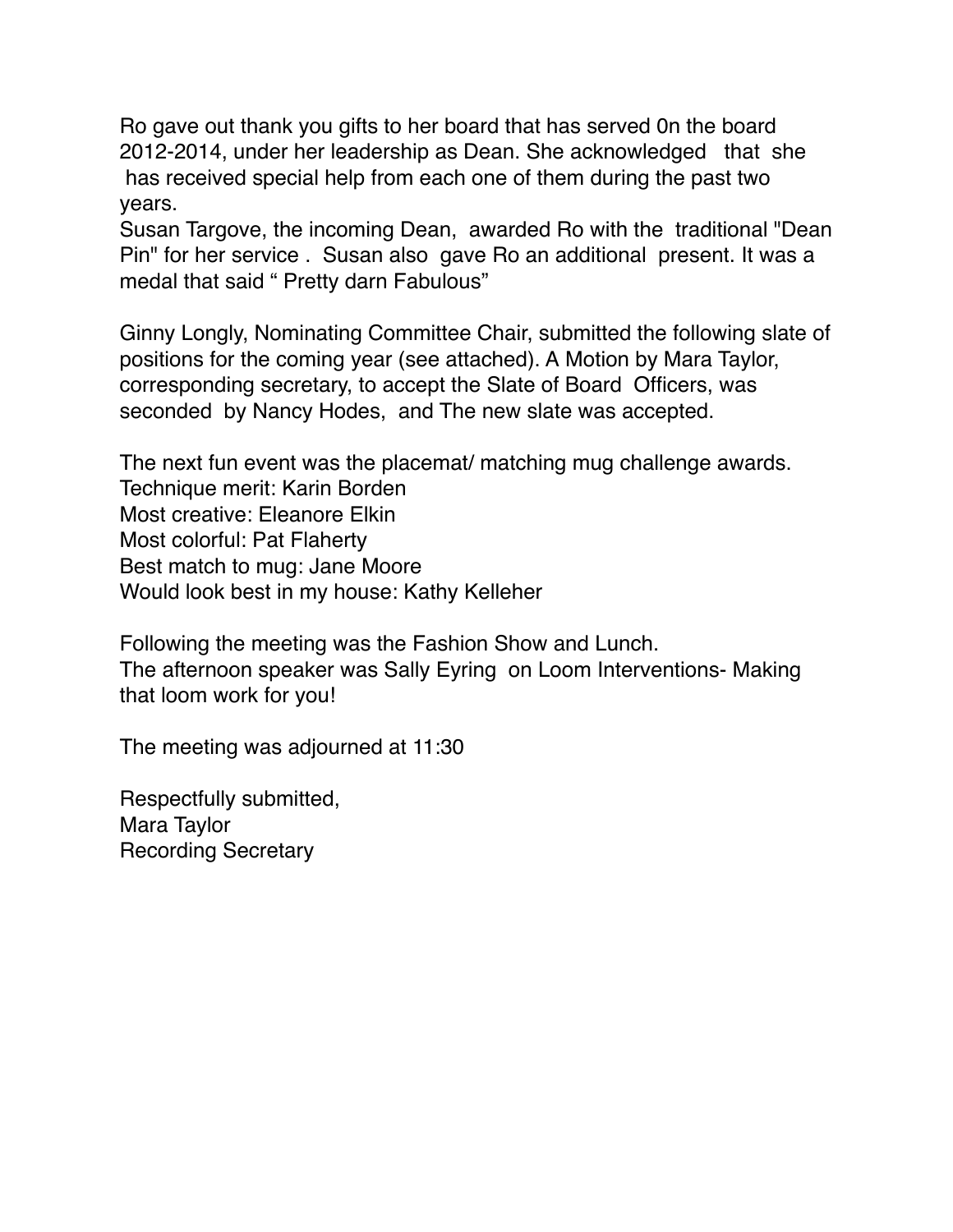Ro gave out thank you gifts to her board that has served 0n the board 2012-2014, under her leadership as Dean. She acknowledged that she has received special help from each one of them during the past two years.
Susan Targove, the incoming Dean, awarded Ro with the traditional "Dean Pin" for her service . Susan also gave Ro an additional present. It was a medal that said " Pretty darn Fabulous"

Ginny Longly, Nominating Committee Chair, submitted the following slate of positions for the coming year (see attached). A Motion by Mara Taylor, corresponding secretary, to accept the Slate of Board Officers, was seconded by Nancy Hodes, and The new slate was accepted.

The next fun event was the placemat/ matching mug challenge awards.
Technique merit: Karin Borden
Most creative: Eleanore Elkin
Most colorful: Pat Flaherty
Best match to mug: Jane Moore
Would look best in my house: Kathy Kelleher

Following the meeting was the Fashion Show and Lunch.
The afternoon speaker was Sally Eyring on Loom Interventions- Making that loom work for you!

The meeting was adjourned at 11:30

Respectfully submitted,
Mara Taylor
Recording Secretary